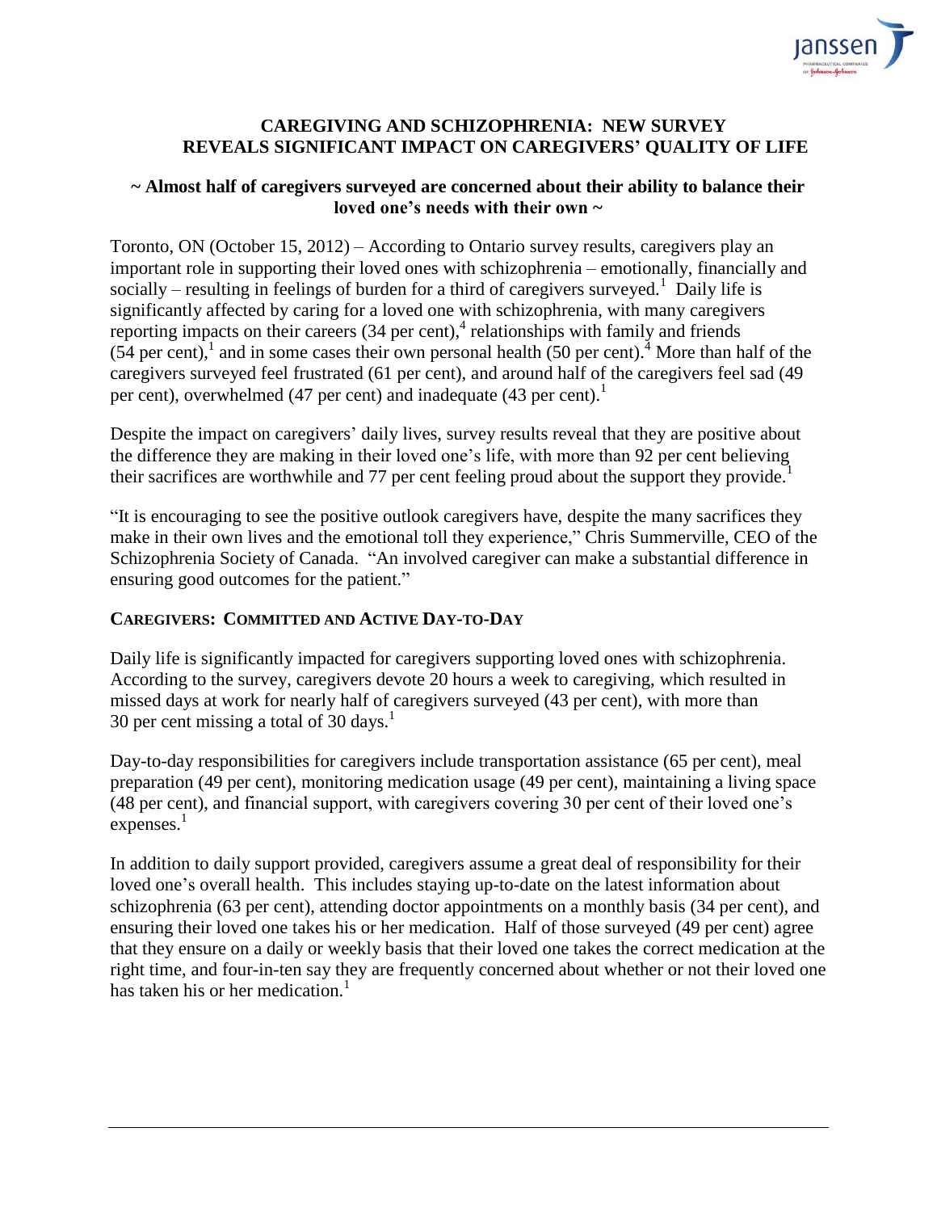# CAREGIVING AND SCHIZOPHRENIA: NEW SURVEY REVEALS SIGNIFICANT IMPACT ON CAREGIVERS' QUALITY OF LIFE

**~ Almost half of caregivers surveyed are concerned about their ability to balance their loved one's needs with their own ~**

Toronto, ON (October 15, 2012) – According to Ontario survey results, caregivers play an important role in supporting their loved ones with schizophrenia – emotionally, financially and socially – resulting in feelings of burden for a third of caregivers surveyed.[1] Daily life is significantly affected by caring for a loved one with schizophrenia, with many caregivers reporting impacts on their careers (34 per cent),[4] relationships with family and friends (54 per cent),[1] and in some cases their own personal health (50 per cent).[4] More than half of the caregivers surveyed feel frustrated (61 per cent), and around half of the caregivers feel sad (49 per cent), overwhelmed (47 per cent) and inadequate (43 per cent).[1]

Despite the impact on caregivers' daily lives, survey results reveal that they are positive about the difference they are making in their loved one's life, with more than 92 per cent believing their sacrifices are worthwhile and 77 per cent feeling proud about the support they provide.[1]

"It is encouraging to see the positive outlook caregivers have, despite the many sacrifices they make in their own lives and the emotional toll they experience," Chris Summerville, CEO of the Schizophrenia Society of Canada. "An involved caregiver can make a substantial difference in ensuring good outcomes for the patient."

## CAREGIVERS: COMMITTED AND ACTIVE DAY-TO-DAY

Daily life is significantly impacted for caregivers supporting loved ones with schizophrenia. According to the survey, caregivers devote 20 hours a week to caregiving, which resulted in missed days at work for nearly half of caregivers surveyed (43 per cent), with more than 30 per cent missing a total of 30 days.[1]

Day-to-day responsibilities for caregivers include transportation assistance (65 per cent), meal preparation (49 per cent), monitoring medication usage (49 per cent), maintaining a living space (48 per cent), and financial support, with caregivers covering 30 per cent of their loved one's expenses.[1]

In addition to daily support provided, caregivers assume a great deal of responsibility for their loved one's overall health. This includes staying up-to-date on the latest information about schizophrenia (63 per cent), attending doctor appointments on a monthly basis (34 per cent), and ensuring their loved one takes his or her medication. Half of those surveyed (49 per cent) agree that they ensure on a daily or weekly basis that their loved one takes the correct medication at the right time, and four-in-ten say they are frequently concerned about whether or not their loved one has taken his or her medication.[1]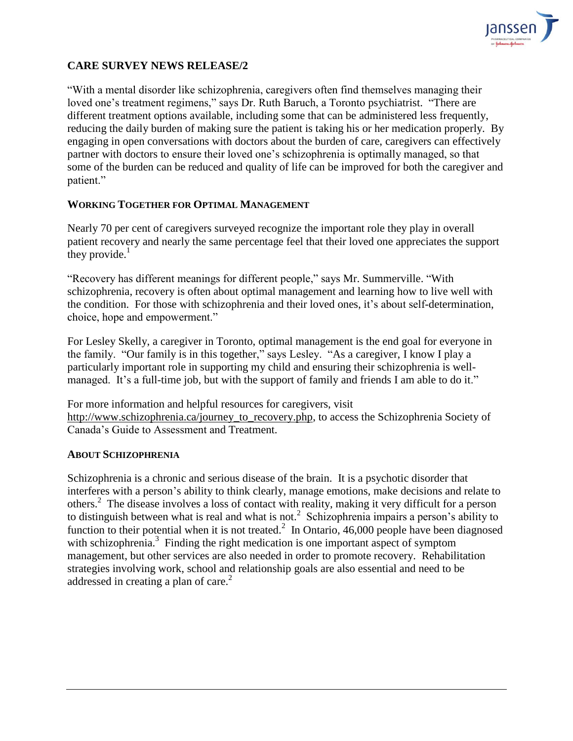## CARE SURVEY NEWS RELEASE/2

"With a mental disorder like schizophrenia, caregivers often find themselves managing their loved one's treatment regimens," says Dr. Ruth Baruch, a Toronto psychiatrist. "There are different treatment options available, including some that can be administered less frequently, reducing the daily burden of making sure the patient is taking his or her medication properly. By engaging in open conversations with doctors about the burden of care, caregivers can effectively partner with doctors to ensure their loved one's schizophrenia is optimally managed, so that some of the burden can be reduced and quality of life can be improved for both the caregiver and patient."

### WORKING TOGETHER FOR OPTIMAL MANAGEMENT

Nearly 70 per cent of caregivers surveyed recognize the important role they play in overall patient recovery and nearly the same percentage feel that their loved one appreciates the support they provide.[1]

"Recovery has different meanings for different people," says Mr. Summerville. "With schizophrenia, recovery is often about optimal management and learning how to live well with the condition. For those with schizophrenia and their loved ones, it's about self-determination, choice, hope and empowerment."

For Lesley Skelly, a caregiver in Toronto, optimal management is the end goal for everyone in the family. "Our family is in this together," says Lesley. "As a caregiver, I know I play a particularly important role in supporting my child and ensuring their schizophrenia is well-managed. It's a full-time job, but with the support of family and friends I am able to do it."

For more information and helpful resources for caregivers, visit http://www.schizophrenia.ca/journey_to_recovery.php, to access the Schizophrenia Society of Canada's Guide to Assessment and Treatment.

### ABOUT SCHIZOPHRENIA

Schizophrenia is a chronic and serious disease of the brain. It is a psychotic disorder that interferes with a person's ability to think clearly, manage emotions, make decisions and relate to others.[2] The disease involves a loss of contact with reality, making it very difficult for a person to distinguish between what is real and what is not.[2] Schizophrenia impairs a person's ability to function to their potential when it is not treated.[2] In Ontario, 46,000 people have been diagnosed with schizophrenia.[3] Finding the right medication is one important aspect of symptom management, but other services are also needed in order to promote recovery. Rehabilitation strategies involving work, school and relationship goals are also essential and need to be addressed in creating a plan of care.[2]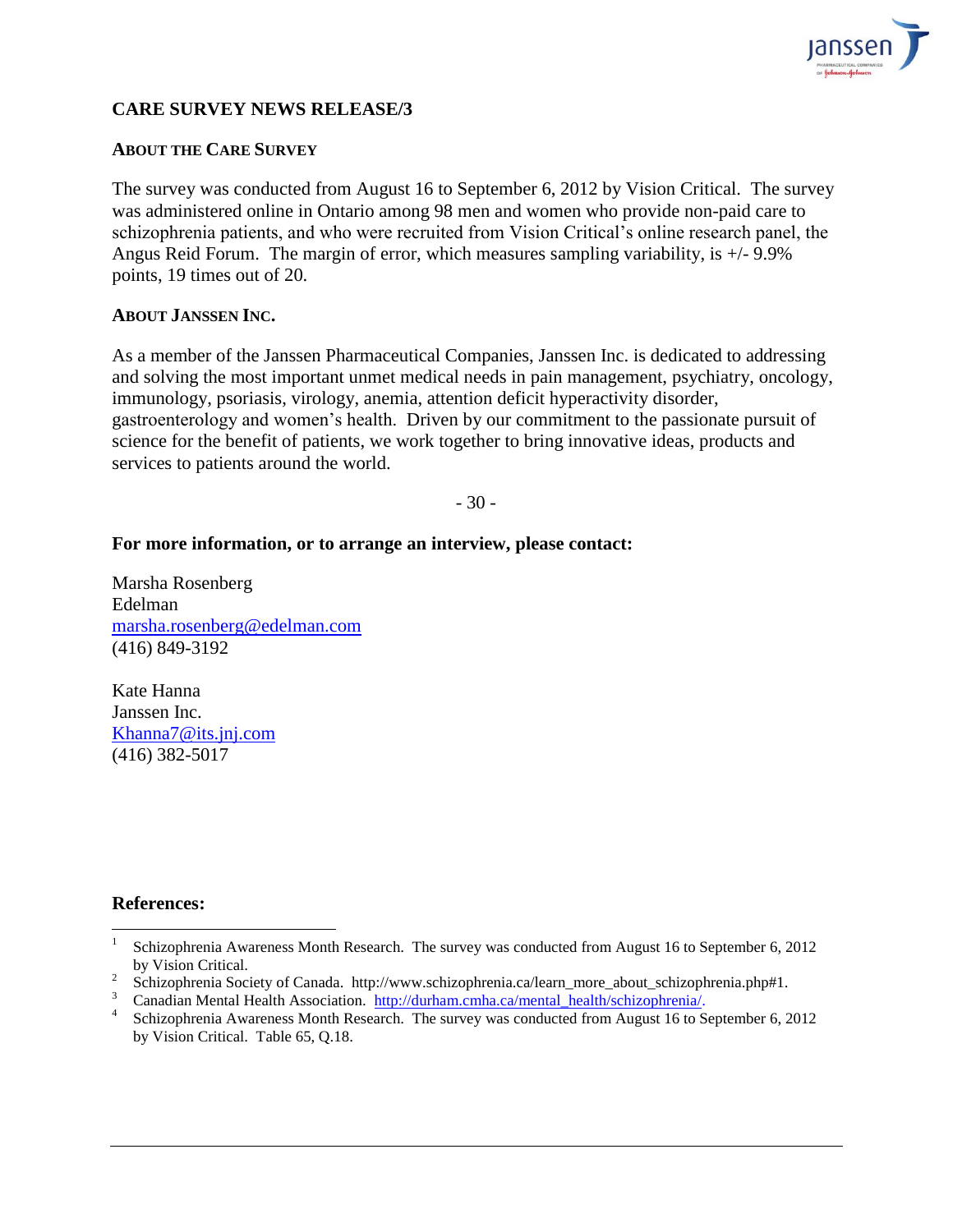## CARE SURVEY NEWS RELEASE/3

### ABOUT THE CARE SURVEY

The survey was conducted from August 16 to September 6, 2012 by Vision Critical. The survey was administered online in Ontario among 98 men and women who provide non-paid care to schizophrenia patients, and who were recruited from Vision Critical's online research panel, the Angus Reid Forum. The margin of error, which measures sampling variability, is +/- 9.9% points, 19 times out of 20.

### ABOUT JANSSEN INC.

As a member of the Janssen Pharmaceutical Companies, Janssen Inc. is dedicated to addressing and solving the most important unmet medical needs in pain management, psychiatry, oncology, immunology, psoriasis, virology, anemia, attention deficit hyperactivity disorder, gastroenterology and women's health. Driven by our commitment to the passionate pursuit of science for the benefit of patients, we work together to bring innovative ideas, products and services to patients around the world.

- 30 -

**For more information, or to arrange an interview, please contact:**

Marsha Rosenberg
Edelman
marsha.rosenberg@edelman.com
(416) 849-3192

Kate Hanna
Janssen Inc.
Khanna7@its.jnj.com
(416) 382-5017

**References:**

[1] Schizophrenia Awareness Month Research. The survey was conducted from August 16 to September 6, 2012 by Vision Critical.

[2] Schizophrenia Society of Canada. http://www.schizophrenia.ca/learn_more_about_schizophrenia.php#1.

[3] Canadian Mental Health Association. http://durham.cmha.ca/mental_health/schizophrenia/.

[4] Schizophrenia Awareness Month Research. The survey was conducted from August 16 to September 6, 2012 by Vision Critical. Table 65, Q.18.